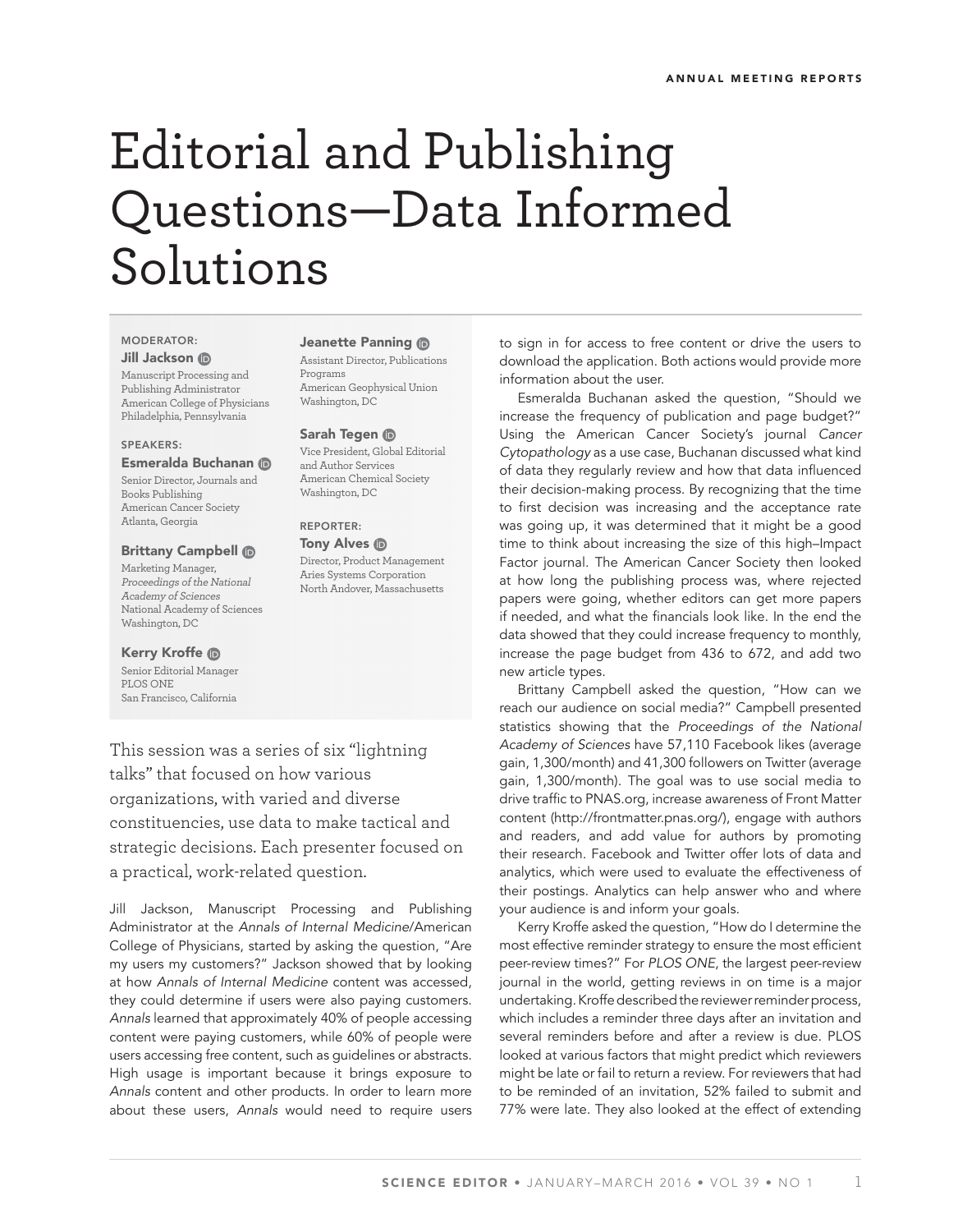# Editorial and Publishing Questions—Data Informed Solutions

**MODERATOR:**

**Jill Jackson**
Manuscript Processing and Publishing Administrator
American College of Physicians
Philadelphia, Pennsylvania

**SPEAKERS:**

**Esmeralda Buchanan**
Senior Director, Journals and Books Publishing
American Cancer Society
Atlanta, Georgia

**Brittany Campbell**
Marketing Manager, *Proceedings of the National Academy of Sciences*
National Academy of Sciences
Washington, DC

**Kerry Kroffe**
Senior Editorial Manager
PLOS ONE
San Francisco, California

**Jeanette Panning**
Assistant Director, Publications Programs
American Geophysical Union
Washington, DC

**Sarah Tegen**
Vice President, Global Editorial and Author Services
American Chemical Society
Washington, DC

**REPORTER:**

**Tony Alves**
Director, Product Management
Aries Systems Corporation
North Andover, Massachusetts

This session was a series of six "lightning talks" that focused on how various organizations, with varied and diverse constituencies, use data to make tactical and strategic decisions. Each presenter focused on a practical, work-related question.

Jill Jackson, Manuscript Processing and Publishing Administrator at the *Annals of Internal Medicine*/American College of Physicians, started by asking the question, "Are my users my customers?" Jackson showed that by looking at how *Annals of Internal Medicine* content was accessed, they could determine if users were also paying customers. *Annals* learned that approximately 40% of people accessing content were paying customers, while 60% of people were users accessing free content, such as guidelines or abstracts. High usage is important because it brings exposure to *Annals* content and other products. In order to learn more about these users, *Annals* would need to require users to sign in for access to free content or drive the users to download the application. Both actions would provide more information about the user.

Esmeralda Buchanan asked the question, "Should we increase the frequency of publication and page budget?" Using the American Cancer Society's journal *Cancer Cytopathology* as a use case, Buchanan discussed what kind of data they regularly review and how that data influenced their decision-making process. By recognizing that the time to first decision was increasing and the acceptance rate was going up, it was determined that it might be a good time to think about increasing the size of this high–Impact Factor journal. The American Cancer Society then looked at how long the publishing process was, where rejected papers were going, whether editors can get more papers if needed, and what the financials look like. In the end the data showed that they could increase frequency to monthly, increase the page budget from 436 to 672, and add two new article types.

Brittany Campbell asked the question, "How can we reach our audience on social media?" Campbell presented statistics showing that the *Proceedings of the National Academy of Sciences* have 57,110 Facebook likes (average gain, 1,300/month) and 41,300 followers on Twitter (average gain, 1,300/month). The goal was to use social media to drive traffic to PNAS.org, increase awareness of Front Matter content (http://frontmatter.pnas.org/), engage with authors and readers, and add value for authors by promoting their research. Facebook and Twitter offer lots of data and analytics, which were used to evaluate the effectiveness of their postings. Analytics can help answer who and where your audience is and inform your goals.

Kerry Kroffe asked the question, "How do I determine the most effective reminder strategy to ensure the most efficient peer-review times?" For *PLOS ONE*, the largest peer-review journal in the world, getting reviews in on time is a major undertaking. Kroffe described the reviewer reminder process, which includes a reminder three days after an invitation and several reminders before and after a review is due. PLOS looked at various factors that might predict which reviewers might be late or fail to return a review. For reviewers that had to be reminded of an invitation, 52% failed to submit and 77% were late. They also looked at the effect of extending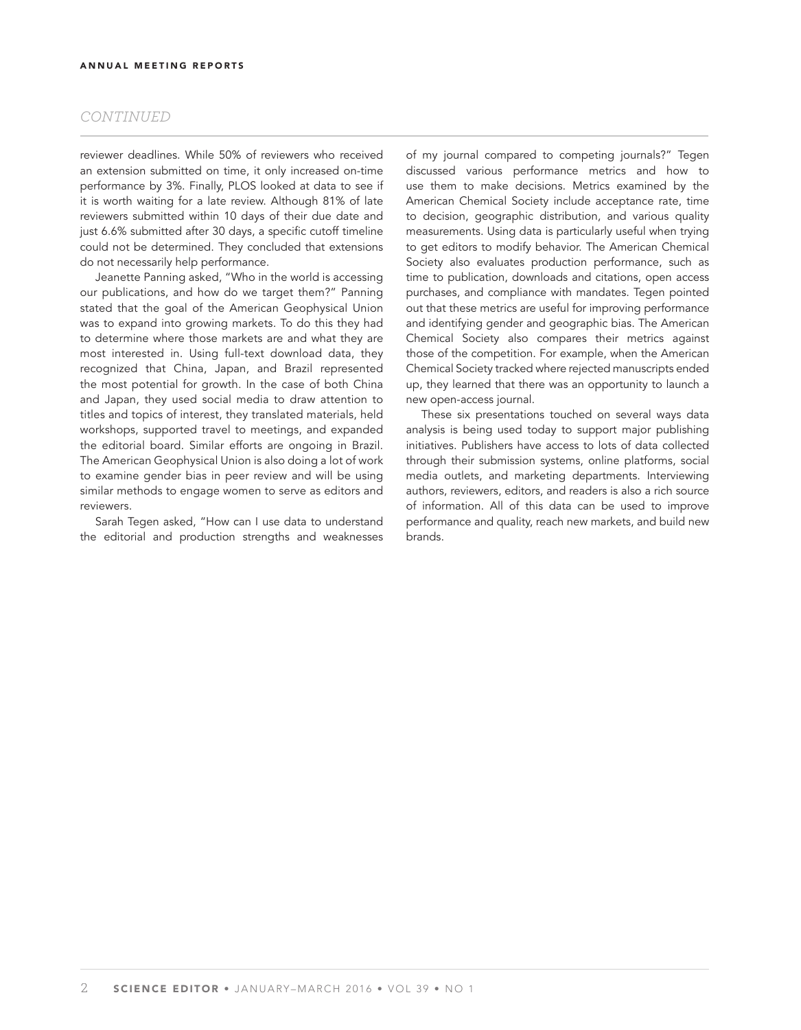*CONTINUED*

reviewer deadlines. While 50% of reviewers who received an extension submitted on time, it only increased on-time performance by 3%. Finally, PLOS looked at data to see if it is worth waiting for a late review. Although 81% of late reviewers submitted within 10 days of their due date and just 6.6% submitted after 30 days, a specific cutoff timeline could not be determined. They concluded that extensions do not necessarily help performance.

Jeanette Panning asked, "Who in the world is accessing our publications, and how do we target them?" Panning stated that the goal of the American Geophysical Union was to expand into growing markets. To do this they had to determine where those markets are and what they are most interested in. Using full-text download data, they recognized that China, Japan, and Brazil represented the most potential for growth. In the case of both China and Japan, they used social media to draw attention to titles and topics of interest, they translated materials, held workshops, supported travel to meetings, and expanded the editorial board. Similar efforts are ongoing in Brazil. The American Geophysical Union is also doing a lot of work to examine gender bias in peer review and will be using similar methods to engage women to serve as editors and reviewers.

Sarah Tegen asked, "How can I use data to understand the editorial and production strengths and weaknesses of my journal compared to competing journals?" Tegen discussed various performance metrics and how to use them to make decisions. Metrics examined by the American Chemical Society include acceptance rate, time to decision, geographic distribution, and various quality measurements. Using data is particularly useful when trying to get editors to modify behavior. The American Chemical Society also evaluates production performance, such as time to publication, downloads and citations, open access purchases, and compliance with mandates. Tegen pointed out that these metrics are useful for improving performance and identifying gender and geographic bias. The American Chemical Society also compares their metrics against those of the competition. For example, when the American Chemical Society tracked where rejected manuscripts ended up, they learned that there was an opportunity to launch a new open-access journal.

These six presentations touched on several ways data analysis is being used today to support major publishing initiatives. Publishers have access to lots of data collected through their submission systems, online platforms, social media outlets, and marketing departments. Interviewing authors, reviewers, editors, and readers is also a rich source of information. All of this data can be used to improve performance and quality, reach new markets, and build new brands.